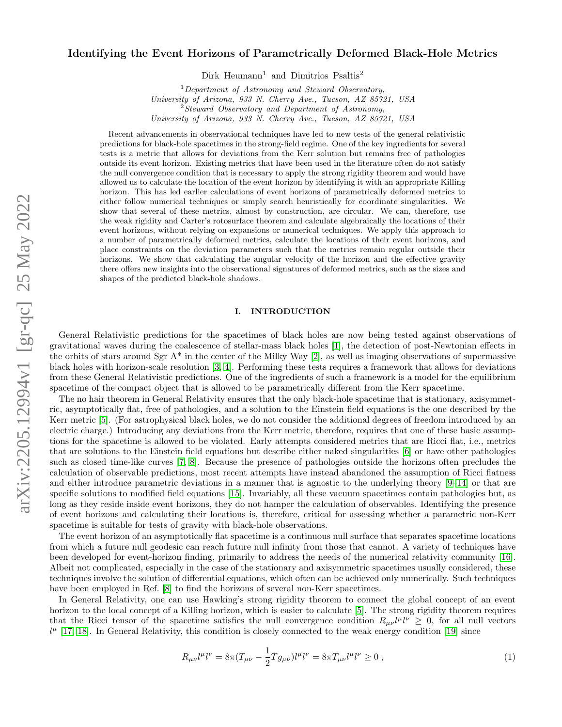# Identifying the Event Horizons of Parametrically Deformed Black-Hole Metrics

Dirk Heumann[1] and Dimitrios Psaltis[2]

[1] *Department of Astronomy and Steward Observatory, University of Arizona, 933 N. Cherry Ave., Tucson, AZ 85721, USA*
[2] *Steward Observatory and Department of Astronomy, University of Arizona, 933 N. Cherry Ave., Tucson, AZ 85721, USA*

Recent advancements in observational techniques have led to new tests of the general relativistic predictions for black-hole spacetimes in the strong-field regime. One of the key ingredients for several tests is a metric that allows for deviations from the Kerr solution but remains free of pathologies outside its event horizon. Existing metrics that have been used in the literature often do not satisfy the null convergence condition that is necessary to apply the strong rigidity theorem and would have allowed us to calculate the location of the event horizon by identifying it with an appropriate Killing horizon. This has led earlier calculations of event horizons of parametrically deformed metrics to either follow numerical techniques or simply search heuristically for coordinate singularities. We show that several of these metrics, almost by construction, are circular. We can, therefore, use the weak rigidity and Carter's rotosurface theorem and calculate algebraically the locations of their event horizons, without relying on expansions or numerical techniques. We apply this approach to a number of parametrically deformed metrics, calculate the locations of their event horizons, and place constraints on the deviation parameters such that the metrics remain regular outside their horizons. We show that calculating the angular velocity of the horizon and the effective gravity there offers new insights into the observational signatures of deformed metrics, such as the sizes and shapes of the predicted black-hole shadows.

## I. INTRODUCTION

General Relativistic predictions for the spacetimes of black holes are now being tested against observations of gravitational waves during the coalescence of stellar-mass black holes [1], the detection of post-Newtonian effects in the orbits of stars around Sgr A* in the center of the Milky Way [2], as well as imaging observations of supermassive black holes with horizon-scale resolution [3, 4]. Performing these tests requires a framework that allows for deviations from these General Relativistic predictions. One of the ingredients of such a framework is a model for the equilibrium spacetime of the compact object that is allowed to be parametrically different from the Kerr spacetime.

The no hair theorem in General Relativity ensures that the only black-hole spacetime that is stationary, axisymmetric, asymptotically flat, free of pathologies, and a solution to the Einstein field equations is the one described by the Kerr metric [5]. (For astrophysical black holes, we do not consider the additional degrees of freedom introduced by an electric charge.) Introducing any deviations from the Kerr metric, therefore, requires that one of these basic assumptions for the spacetime is allowed to be violated. Early attempts considered metrics that are Ricci flat, i.e., metrics that are solutions to the Einstein field equations but describe either naked singularities [6] or have other pathologies such as closed time-like curves [7, 8]. Because the presence of pathologies outside the horizons often precludes the calculation of observable predictions, most recent attempts have instead abandoned the assumption of Ricci flatness and either introduce parametric deviations in a manner that is agnostic to the underlying theory [9–14] or that are specific solutions to modified field equations [15]. Invariably, all these vacuum spacetimes contain pathologies but, as long as they reside inside event horizons, they do not hamper the calculation of observables. Identifying the presence of event horizons and calculating their locations is, therefore, critical for assessing whether a parametric non-Kerr spacetime is suitable for tests of gravity with black-hole observations.

The event horizon of an asymptotically flat spacetime is a continuous null surface that separates spacetime locations from which a future null geodesic can reach future null infinity from those that cannot. A variety of techniques have been developed for event-horizon finding, primarily to address the needs of the numerical relativity community [16]. Albeit not complicated, especially in the case of the stationary and axisymmetric spacetimes usually considered, these techniques involve the solution of differential equations, which often can be achieved only numerically. Such techniques have been employed in Ref. [8] to find the horizons of several non-Kerr spacetimes.

In General Relativity, one can use Hawking's strong rigidity theorem to connect the global concept of an event horizon to the local concept of a Killing horizon, which is easier to calculate [5]. The strong rigidity theorem requires that the Ricci tensor of the spacetime satisfies the null convergence condition $R_{\mu\nu}l^\mu l^\nu \geq 0$, for all null vectors $l^\mu$ [17, 18]. In General Relativity, this condition is closely connected to the weak energy condition [19] since

$$R_{\mu\nu}l^\mu l^\nu = 8\pi(T_{\mu\nu} - \frac{1}{2}Tg_{\mu\nu})l^\mu l^\nu = 8\pi T_{\mu\nu}l^\mu l^\nu \geq 0\,, \tag{1}$$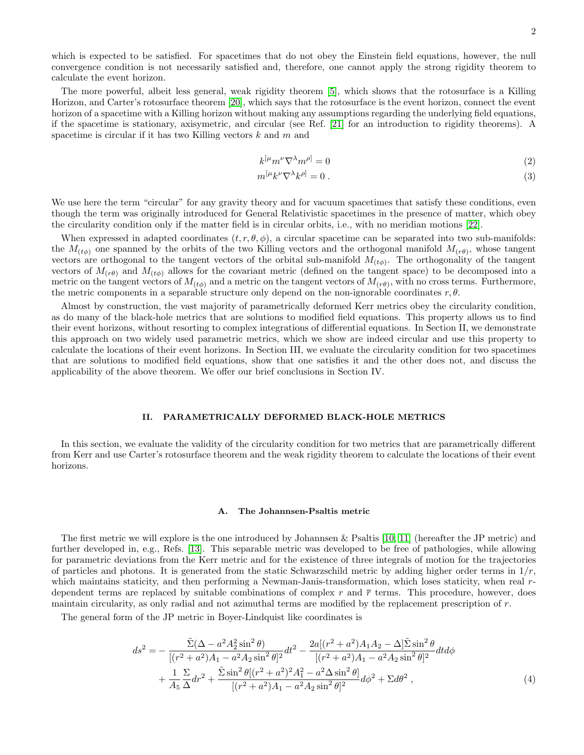which is expected to be satisfied. For spacetimes that do not obey the Einstein field equations, however, the null convergence condition is not necessarily satisfied and, therefore, one cannot apply the strong rigidity theorem to calculate the event horizon.

The more powerful, albeit less general, weak rigidity theorem [5], which shows that the rotosurface is a Killing Horizon, and Carter's rotosurface theorem [20], which says that the rotosurface is the event horizon, connect the event horizon of a spacetime with a Killing horizon without making any assumptions regarding the underlying field equations, if the spacetime is stationary, axisymetric, and circular (see Ref. [21] for an introduction to rigidity theorems). A spacetime is circular if it has two Killing vectors $k$ and $m$ and

$$k^{[\mu} m^{\nu} \nabla^{\lambda} m^{\rho]} = 0 \tag{2}$$

$$m^{[\mu} k^{\nu} \nabla^{\lambda} k^{\rho]} = 0 \,. \tag{3}$$

We use here the term "circular" for any gravity theory and for vacuum spacetimes that satisfy these conditions, even though the term was originally introduced for General Relativistic spacetimes in the presence of matter, which obey the circularity condition only if the matter field is in circular orbits, i.e., with no meridian motions [22].

When expressed in adapted coordinates $(t, r, \theta, \phi)$, a circular spacetime can be separated into two sub-manifolds: the $M_{(t\phi)}$ one spanned by the orbits of the two Killing vectors and the orthogonal manifold $M_{(r\theta)}$, whose tangent vectors are orthogonal to the tangent vectors of the orbital sub-manifold $M_{(t\phi)}$. The orthogonality of the tangent vectors of $M_{(r\theta)}$ and $M_{(t\phi)}$ allows for the covariant metric (defined on the tangent space) to be decomposed into a metric on the tangent vectors of $M_{(t\phi)}$ and a metric on the tangent vectors of $M_{(r\theta)}$, with no cross terms. Furthermore, the metric components in a separable structure only depend on the non-ignorable coordinates $r, \theta$.

Almost by construction, the vast majority of parametrically deformed Kerr metrics obey the circularity condition, as do many of the black-hole metrics that are solutions to modified field equations. This property allows us to find their event horizons, without resorting to complex integrations of differential equations. In Section II, we demonstrate this approach on two widely used parametric metrics, which we show are indeed circular and use this property to calculate the locations of their event horizons. In Section III, we evaluate the circularity condition for two spacetimes that are solutions to modified field equations, show that one satisfies it and the other does not, and discuss the applicability of the above theorem. We offer our brief conclusions in Section IV.

## II. PARAMETRICALLY DEFORMED BLACK-HOLE METRICS

In this section, we evaluate the validity of the circularity condition for two metrics that are parametrically different from Kerr and use Carter's rotosurface theorem and the weak rigidity theorem to calculate the locations of their event horizons.

### A. The Johannsen-Psaltis metric

The first metric we will explore is the one introduced by Johannsen & Psaltis [10, 11] (hereafter the JP metric) and further developed in, e.g., Refs. [13]. This separable metric was developed to be free of pathologies, while allowing for parametric deviations from the Kerr metric and for the existence of three integrals of motion for the trajectories of particles and photons. It is generated from the static Schwarzschild metric by adding higher order terms in $1/r$, which maintains staticity, and then performing a Newman-Janis-transformation, which loses staticity, when real $r$-dependent terms are replaced by suitable combinations of complex $r$ and $\bar{r}$ terms. This procedure, however, does maintain circularity, as only radial and not azimuthal terms are modified by the replacement prescription of $r$.

The general form of the JP metric in Boyer-Lindquist like coordinates is

$$\begin{aligned} ds^2 = & -\frac{\tilde{\Sigma}(\Delta - a^2 A_2^2 \sin^2\theta)}{[(r^2+a^2)A_1 - a^2 A_2 \sin^2\theta]^2} dt^2 - \frac{2a[(r^2+a^2)A_1 A_2 - \Delta]\tilde{\Sigma}\sin^2\theta}{[(r^2+a^2)A_1 - a^2 A_2 \sin^2\theta]^2} dt d\phi \\ & + \frac{1}{A_5}\frac{\Sigma}{\Delta} dr^2 + \frac{\tilde{\Sigma}\sin^2\theta[(r^2+a^2)^2 A_1^2 - a^2\Delta\sin^2\theta]}{[(r^2+a^2)A_1 - a^2 A_2 \sin^2\theta]^2} d\phi^2 + \Sigma d\theta^2 \,, \end{aligned} \tag{4}$$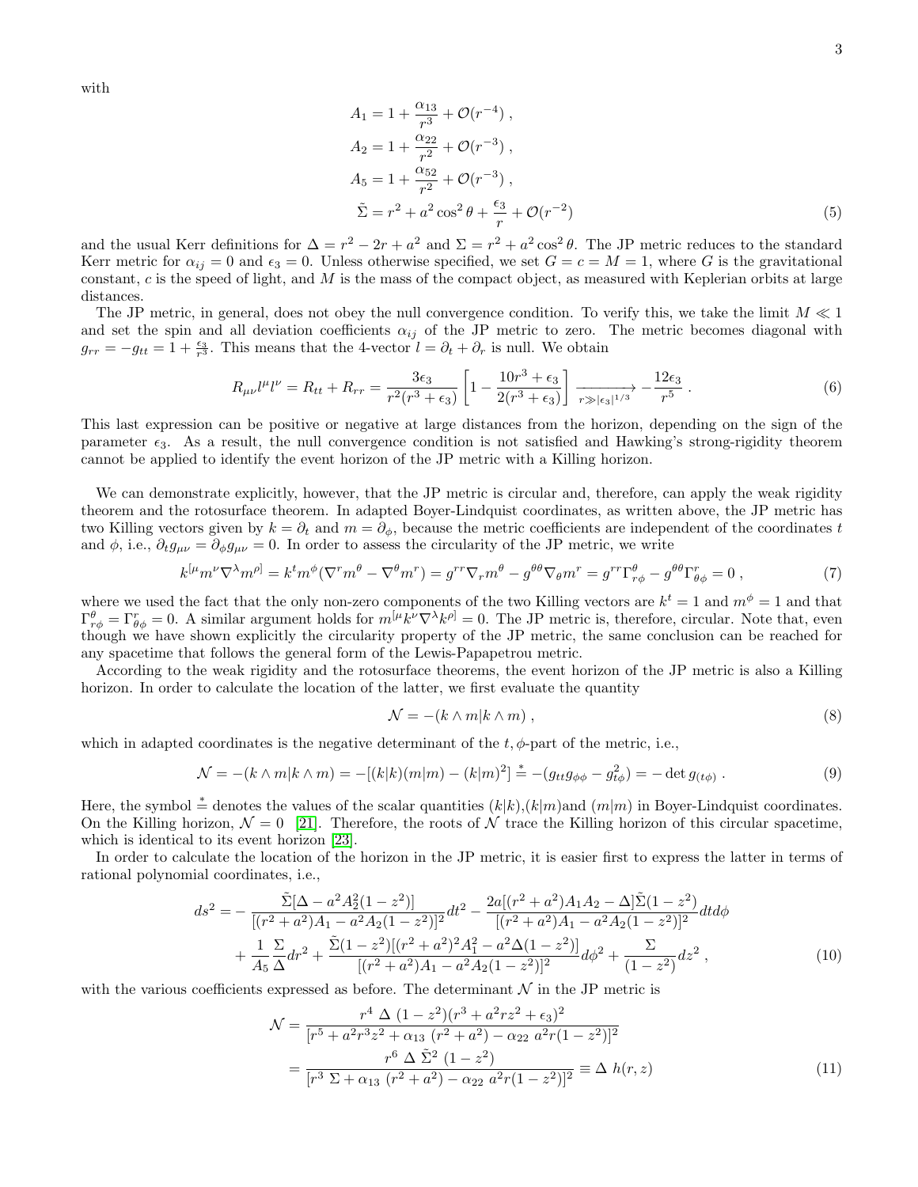with

$$
\begin{aligned}
A_1 &= 1 + \frac{\alpha_{13}}{r^3} + \mathcal{O}(r^{-4}) \, , \\
A_2 &= 1 + \frac{\alpha_{22}}{r^2} + \mathcal{O}(r^{-3}) \, , \\
A_5 &= 1 + \frac{\alpha_{52}}{r^2} + \mathcal{O}(r^{-3}) \, , \\
\tilde{\Sigma} &= r^2 + a^2 \cos^2\theta + \frac{\epsilon_3}{r} + \mathcal{O}(r^{-2})
\end{aligned}
\tag{5}
$$

and the usual Kerr definitions for $\Delta = r^2 - 2r + a^2$ and $\Sigma = r^2 + a^2\cos^2\theta$. The JP metric reduces to the standard Kerr metric for $\alpha_{ij} = 0$ and $\epsilon_3 = 0$. Unless otherwise specified, we set $G = c = M = 1$, where $G$ is the gravitational constant, $c$ is the speed of light, and $M$ is the mass of the compact object, as measured with Keplerian orbits at large distances.

The JP metric, in general, does not obey the null convergence condition. To verify this, we take the limit $M \ll 1$ and set the spin and all deviation coefficients $\alpha_{ij}$ of the JP metric to zero. The metric becomes diagonal with $g_{rr} = -g_{tt} = 1 + \frac{\epsilon_3}{r^3}$. This means that the 4-vector $l = \partial_t + \partial_r$ is null. We obtain

$$
R_{\mu\nu} l^\mu l^\nu = R_{tt} + R_{rr} = \frac{3\epsilon_3}{r^2(r^3+\epsilon_3)} \left[ 1 - \frac{10r^3 + \epsilon_3}{2(r^3+\epsilon_3)} \right] \xrightarrow[r \gg |\epsilon_3|^{1/3}]{} -\frac{12\epsilon_3}{r^5} \, .
\tag{6}
$$

This last expression can be positive or negative at large distances from the horizon, depending on the sign of the parameter $\epsilon_3$. As a result, the null convergence condition is not satisfied and Hawking's strong-rigidity theorem cannot be applied to identify the event horizon of the JP metric with a Killing horizon.

We can demonstrate explicitly, however, that the JP metric is circular and, therefore, can apply the weak rigidity theorem and the rotosurface theorem. In adapted Boyer-Lindquist coordinates, as written above, the JP metric has two Killing vectors given by $k = \partial_t$ and $m = \partial_\phi$, because the metric coefficients are independent of the coordinates $t$ and $\phi$, i.e., $\partial_t g_{\mu\nu} = \partial_\phi g_{\mu\nu} = 0$. In order to assess the circularity of the JP metric, we write

$$
k^{[\mu} m^\nu \nabla^\lambda m^{\rho]} = k^t m^\phi (\nabla^r m^\theta - \nabla^\theta m^r) = g^{rr} \nabla_r m^\theta - g^{\theta\theta} \nabla_\theta m^r = g^{rr} \Gamma^\theta_{r\phi} - g^{\theta\theta} \Gamma^r_{\theta\phi} = 0 \, ,
\tag{7}
$$

where we used the fact that the only non-zero components of the two Killing vectors are $k^t = 1$ and $m^\phi = 1$ and that $\Gamma^\theta_{r\phi} = \Gamma^r_{\theta\phi} = 0$. A similar argument holds for $m^{[\mu} k^\nu \nabla^\lambda k^{\rho]} = 0$. The JP metric is, therefore, circular. Note that, even though we have shown explicitly the circularity property of the JP metric, the same conclusion can be reached for any spacetime that follows the general form of the Lewis-Papapetrou metric.

According to the weak rigidity and the rotosurface theorems, the event horizon of the JP metric is also a Killing horizon. In order to calculate the location of the latter, we first evaluate the quantity

$$
\mathcal{N} = -(k \wedge m | k \wedge m) \, ,
\tag{8}
$$

which in adapted coordinates is the negative determinant of the $t, \phi$-part of the metric, i.e.,

$$
\mathcal{N} = -(k \wedge m | k \wedge m) = -[(k|k)(m|m) - (k|m)^2] \stackrel{*}{=} -(g_{tt} g_{\phi\phi} - g_{t\phi}^2) = -\det g_{(t\phi)} \, .
\tag{9}
$$

Here, the symbol $\stackrel{*}{=}$ denotes the values of the scalar quantities $(k|k)$,$(k|m)$and $(m|m)$ in Boyer-Lindquist coordinates. On the Killing horizon, $\mathcal{N} = 0$ [21]. Therefore, the roots of $\mathcal{N}$ trace the Killing horizon of this circular spacetime, which is identical to its event horizon [23].

In order to calculate the location of the horizon in the JP metric, it is easier first to express the latter in terms of rational polynomial coordinates, i.e.,

$$
\begin{aligned}
ds^2 = &- \frac{\tilde{\Sigma}[\Delta - a^2 A_2^2 (1-z^2)]}{[(r^2+a^2)A_1 - a^2 A_2 (1-z^2)]^2} dt^2 - \frac{2a[(r^2+a^2)A_1 A_2 - \Delta]\tilde{\Sigma}(1-z^2)}{[(r^2+a^2)A_1 - a^2 A_2(1-z^2)]^2} dt d\phi \\
&+ \frac{1}{A_5} \frac{\Sigma}{\Delta} dr^2 + \frac{\tilde{\Sigma}(1-z^2)[(r^2+a^2)^2 A_1^2 - a^2 \Delta (1-z^2)]}{[(r^2+a^2)A_1 - a^2 A_2 (1-z^2)]^2} d\phi^2 + \frac{\Sigma}{(1-z^2)} dz^2 \, ,
\end{aligned}
\tag{10}
$$

with the various coefficients expressed as before. The determinant $\mathcal{N}$ in the JP metric is

$$
\begin{aligned}
\mathcal{N} &= \frac{r^4 \, \Delta \, (1-z^2)(r^3 + a^2 r z^2 + \epsilon_3)^2}{[r^5 + a^2 r^3 z^2 + \alpha_{13} \, (r^2+a^2) - \alpha_{22} \, a^2 r (1-z^2)]^2} \\
&= \frac{r^6 \, \Delta \, \tilde{\Sigma}^2 \, (1-z^2)}{[r^3 \, \Sigma + \alpha_{13} \, (r^2+a^2) - \alpha_{22} \, a^2 r (1-z^2)]^2} \equiv \Delta \, h(r,z)
\end{aligned}
\tag{11}
$$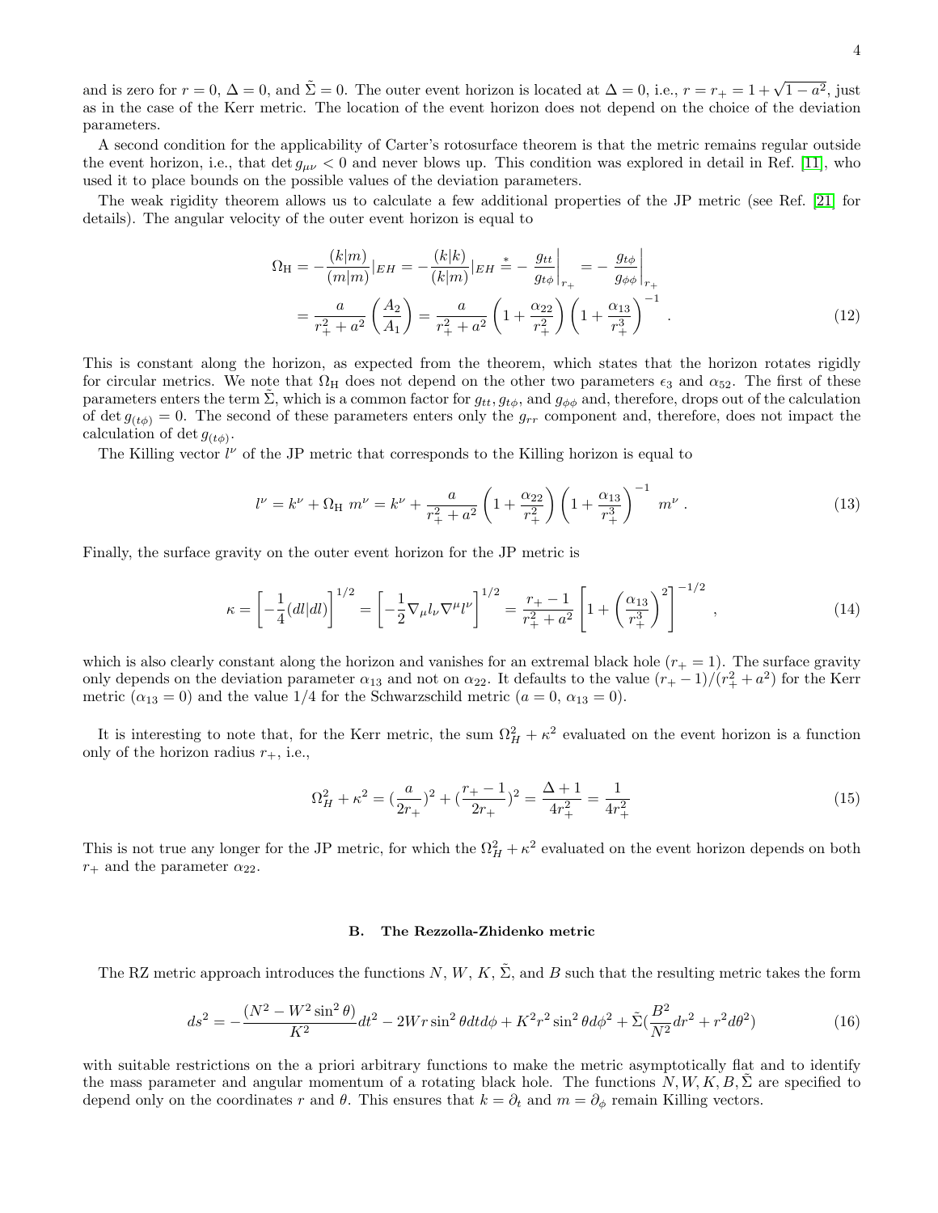and is zero for $r = 0$, $\Delta = 0$, and $\tilde{\Sigma} = 0$. The outer event horizon is located at $\Delta = 0$, i.e., $r = r_+ = 1 + \sqrt{1 - a^2}$, just as in the case of the Kerr metric. The location of the event horizon does not depend on the choice of the deviation parameters.

A second condition for the applicability of Carter's rotosurface theorem is that the metric remains regular outside the event horizon, i.e., that $\det g_{\mu\nu} < 0$ and never blows up. This condition was explored in detail in Ref. [11], who used it to place bounds on the possible values of the deviation parameters.

The weak rigidity theorem allows us to calculate a few additional properties of the JP metric (see Ref. [21] for details). The angular velocity of the outer event horizon is equal to

$$\begin{aligned}\Omega_{\rm H} &= -\frac{(k|m)}{(m|m)}|_{EH} = -\frac{(k|k)}{(k|m)}|_{EH} \overset{*}{=} -\left.\frac{g_{tt}}{g_{t\phi}}\right|_{r_+} = -\left.\frac{g_{t\phi}}{g_{\phi\phi}}\right|_{r_+} \\ &= \frac{a}{r_+^2 + a^2}\left(\frac{A_2}{A_1}\right) = \frac{a}{r_+^2 + a^2}\left(1 + \frac{\alpha_{22}}{r_+^2}\right)\left(1 + \frac{\alpha_{13}}{r_+^3}\right)^{-1} .\end{aligned} \tag{12}$$

This is constant along the horizon, as expected from the theorem, which states that the horizon rotates rigidly for circular metrics. We note that $\Omega_{\rm H}$ does not depend on the other two parameters $\epsilon_3$ and $\alpha_{52}$. The first of these parameters enters the term $\tilde{\Sigma}$, which is a common factor for $g_{tt}, g_{t\phi}$, and $g_{\phi\phi}$ and, therefore, drops out of the calculation of $\det g_{(t\phi)} = 0$. The second of these parameters enters only the $g_{rr}$ component and, therefore, does not impact the calculation of $\det g_{(t\phi)}$.

The Killing vector $l^\nu$ of the JP metric that corresponds to the Killing horizon is equal to

$$l^\nu = k^\nu + \Omega_{\rm H}\ m^\nu = k^\nu + \frac{a}{r_+^2 + a^2}\left(1 + \frac{\alpha_{22}}{r_+^2}\right)\left(1 + \frac{\alpha_{13}}{r_+^3}\right)^{-1}\ m^\nu\ . \tag{13}$$

Finally, the surface gravity on the outer event horizon for the JP metric is

$$\kappa = \left[-\frac{1}{4}(dl|dl)\right]^{1/2} = \left[-\frac{1}{2}\nabla_\mu l_\nu \nabla^\mu l^\nu\right]^{1/2} = \frac{r_+ - 1}{r_+^2 + a^2}\left[1 + \left(\frac{\alpha_{13}}{r_+^3}\right)^2\right]^{-1/2} , \tag{14}$$

which is also clearly constant along the horizon and vanishes for an extremal black hole ($r_+ = 1$). The surface gravity only depends on the deviation parameter $\alpha_{13}$ and not on $\alpha_{22}$. It defaults to the value $(r_+ - 1)/(r_+^2 + a^2)$ for the Kerr metric ($\alpha_{13} = 0$) and the value $1/4$ for the Schwarzschild metric ($a = 0$, $\alpha_{13} = 0$).

It is interesting to note that, for the Kerr metric, the sum $\Omega_H^2 + \kappa^2$ evaluated on the event horizon is a function only of the horizon radius $r_+$, i.e.,

$$\Omega_H^2 + \kappa^2 = (\frac{a}{2r_+})^2 + (\frac{r_+ - 1}{2r_+})^2 = \frac{\Delta + 1}{4r_+^2} = \frac{1}{4r_+^2} \tag{15}$$

This is not true any longer for the JP metric, for which the $\Omega_H^2 + \kappa^2$ evaluated on the event horizon depends on both $r_+$ and the parameter $\alpha_{22}$.

### B. The Rezzolla-Zhidenko metric

The RZ metric approach introduces the functions $N$, $W$, $K$, $\tilde{\Sigma}$, and $B$ such that the resulting metric takes the form

$$ds^2 = -\frac{(N^2 - W^2\sin^2\theta)}{K^2}dt^2 - 2Wr\sin^2\theta dt d\phi + K^2 r^2 \sin^2\theta d\phi^2 + \tilde{\Sigma}(\frac{B^2}{N^2}dr^2 + r^2 d\theta^2) \tag{16}$$

with suitable restrictions on the a priori arbitrary functions to make the metric asymptotically flat and to identify the mass parameter and angular momentum of a rotating black hole. The functions $N, W, K, B, \tilde{\Sigma}$ are specified to depend only on the coordinates $r$ and $\theta$. This ensures that $k = \partial_t$ and $m = \partial_\phi$ remain Killing vectors.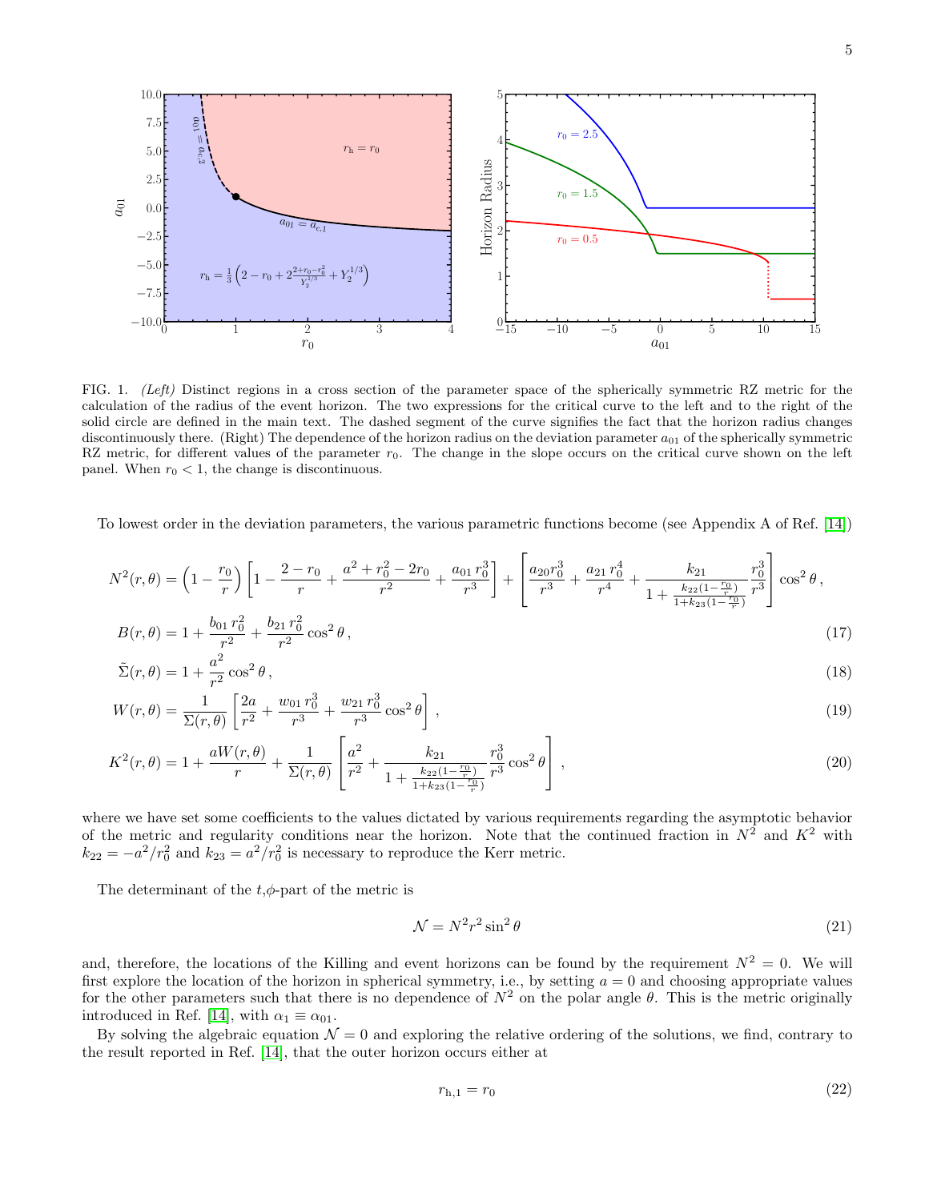FIG. 1. *(Left)* Distinct regions in a cross section of the parameter space of the spherically symmetric RZ metric for the calculation of the radius of the event horizon. The two expressions for the critical curve to the left and to the right of the solid circle are defined in the main text. The dashed segment of the curve signifies the fact that the horizon radius changes discontinuously there. (Right) The dependence of the horizon radius on the deviation parameter $a_{01}$ of the spherically symmetric RZ metric, for different values of the parameter $r_0$. The change in the slope occurs on the critical curve shown on the left panel. When $r_0 < 1$, the change is discontinuous.

To lowest order in the deviation parameters, the various parametric functions become (see Appendix A of Ref. [14])

$$N^2(r,\theta) = \left(1 - \frac{r_0}{r}\right)\left[1 - \frac{2-r_0}{r} + \frac{a^2 + r_0^2 - 2r_0}{r^2} + \frac{a_{01}\, r_0^3}{r^3}\right] + \left[\frac{a_{20} r_0^3}{r^3} + \frac{a_{21}\, r_0^4}{r^4} + \frac{k_{21}}{1 + \frac{k_{22}(1-\frac{r_0}{r})}{1+k_{23}(1-\frac{r_0}{r})}}\frac{r_0^3}{r^3}\right]\cos^2\theta\,,$$

$$B(r,\theta) = 1 + \frac{b_{01}\, r_0^2}{r^2} + \frac{b_{21}\, r_0^2}{r^2}\cos^2\theta\,, \tag{17}$$

$$\tilde{\Sigma}(r,\theta) = 1 + \frac{a^2}{r^2}\cos^2\theta\,, \tag{18}$$

$$W(r,\theta) = \frac{1}{\Sigma(r,\theta)}\left[\frac{2a}{r^2} + \frac{w_{01}\, r_0^3}{r^3} + \frac{w_{21}\, r_0^3}{r^3}\cos^2\theta\right]\,, \tag{19}$$

$$K^2(r,\theta) = 1 + \frac{aW(r,\theta)}{r} + \frac{1}{\Sigma(r,\theta)}\left[\frac{a^2}{r^2} + \frac{k_{21}}{1 + \frac{k_{22}(1-\frac{r_0}{r})}{1+k_{23}(1-\frac{r_0}{r})}}\frac{r_0^3}{r^3}\cos^2\theta\right]\,, \tag{20}$$

where we have set some coefficients to the values dictated by various requirements regarding the asymptotic behavior of the metric and regularity conditions near the horizon. Note that the continued fraction in $N^2$ and $K^2$ with $k_{22} = -a^2/r_0^2$ and $k_{23} = a^2/r_0^2$ is necessary to reproduce the Kerr metric.

The determinant of the $t$,$\phi$-part of the metric is

$$\mathcal{N} = N^2 r^2 \sin^2\theta \tag{21}$$

and, therefore, the locations of the Killing and event horizons can be found by the requirement $N^2 = 0$. We will first explore the location of the horizon in spherical symmetry, i.e., by setting $a = 0$ and choosing appropriate values for the other parameters such that there is no dependence of $N^2$ on the polar angle $\theta$. This is the metric originally introduced in Ref. [14], with $\alpha_1 \equiv \alpha_{01}$.

By solving the algebraic equation $\mathcal{N} = 0$ and exploring the relative ordering of the solutions, we find, contrary to the result reported in Ref. [14], that the outer horizon occurs either at

$$r_{\rm h,1} = r_0 \tag{22}$$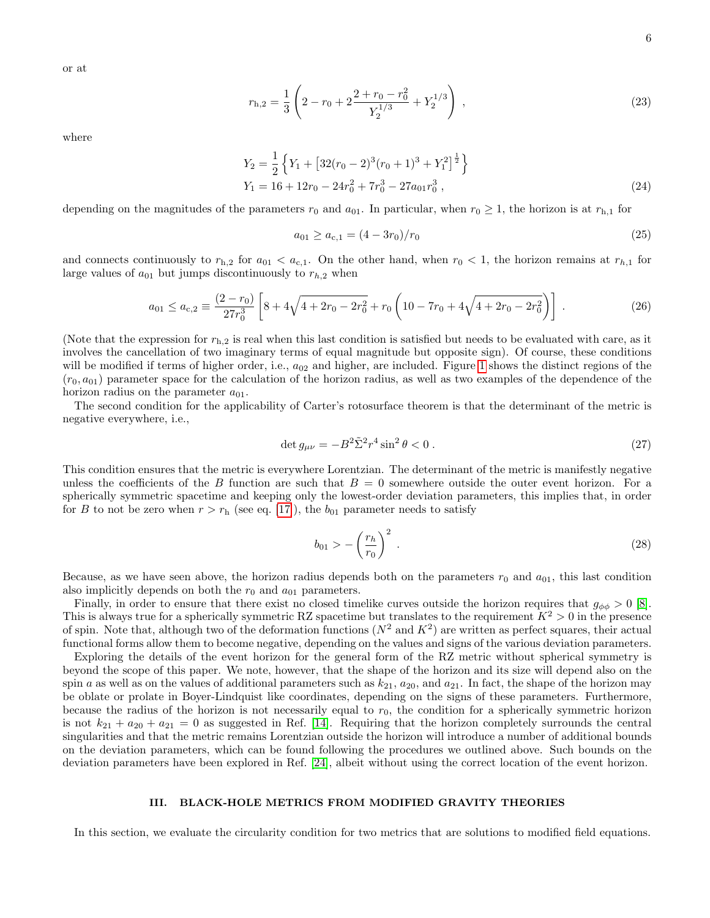or at

$$r_{\rm h,2} = \frac{1}{3}\left(2 - r_0 + 2\frac{2 + r_0 - r_0^2}{Y_2^{1/3}} + Y_2^{1/3}\right) , \tag{23}$$

where

$$\begin{aligned} Y_2 &= \frac{1}{2}\left\{Y_1 + \left[32(r_0-2)^3(r_0+1)^3 + Y_1^2\right]^{\frac{1}{2}}\right\} \\ Y_1 &= 16 + 12r_0 - 24r_0^2 + 7r_0^3 - 27a_{01}r_0^3 , \end{aligned} \tag{24}$$

depending on the magnitudes of the parameters $r_0$ and $a_{01}$. In particular, when $r_0 \geq 1$, the horizon is at $r_{\rm h,1}$ for

$$a_{01} \geq a_{\rm c,1} = (4 - 3r_0)/r_0 \tag{25}$$

and connects continuously to $r_{\rm h,2}$ for $a_{01} < a_{\rm c,1}$. On the other hand, when $r_0 < 1$, the horizon remains at $r_{h,1}$ for large values of $a_{01}$ but jumps discontinuously to $r_{h,2}$ when

$$a_{01} \leq a_{\rm c,2} \equiv \frac{(2 - r_0)}{27r_0^3}\left[8 + 4\sqrt{4 + 2r_0 - 2r_0^2} + r_0\left(10 - 7r_0 + 4\sqrt{4 + 2r_0 - 2r_0^2}\right)\right] . \tag{26}$$

(Note that the expression for $r_{\rm h,2}$ is real when this last condition is satisfied but needs to be evaluated with care, as it involves the cancellation of two imaginary terms of equal magnitude but opposite sign). Of course, these conditions will be modified if terms of higher order, i.e., $a_{02}$ and higher, are included. Figure 1 shows the distinct regions of the $(r_0, a_{01})$ parameter space for the calculation of the horizon radius, as well as two examples of the dependence of the horizon radius on the parameter $a_{01}$.

The second condition for the applicability of Carter's rotosurface theorem is that the determinant of the metric is negative everywhere, i.e.,

$$\det g_{\mu\nu} = -B^2\tilde{\Sigma}^2 r^4 \sin^2\theta < 0 . \tag{27}$$

This condition ensures that the metric is everywhere Lorentzian. The determinant of the metric is manifestly negative unless the coefficients of the $B$ function are such that $B = 0$ somewhere outside the outer event horizon. For a spherically symmetric spacetime and keeping only the lowest-order deviation parameters, this implies that, in order for $B$ to not be zero when $r > r_{\rm h}$ (see eq. [17]), the $b_{01}$ parameter needs to satisfy

$$b_{01} > -\left(\frac{r_h}{r_0}\right)^2 . \tag{28}$$

Because, as we have seen above, the horizon radius depends both on the parameters $r_0$ and $a_{01}$, this last condition also implicitly depends on both the $r_0$ and $a_{01}$ parameters.

Finally, in order to ensure that there exist no closed timelike curves outside the horizon requires that $g_{\phi\phi} > 0$ [8]. This is always true for a spherically symmetric RZ spacetime but translates to the requirement $K^2 > 0$ in the presence of spin. Note that, although two of the deformation functions ($N^2$ and $K^2$) are written as perfect squares, their actual functional forms allow them to become negative, depending on the values and signs of the various deviation parameters.

Exploring the details of the event horizon for the general form of the RZ metric without spherical symmetry is beyond the scope of this paper. We note, however, that the shape of the horizon and its size will depend also on the spin $a$ as well as on the values of additional parameters such as $k_{21}$, $a_{20}$, and $a_{21}$. In fact, the shape of the horizon may be oblate or prolate in Boyer-Lindquist like coordinates, depending on the signs of these parameters. Furthermore, because the radius of the horizon is not necessarily equal to $r_0$, the condition for a spherically symmetric horizon is not $k_{21} + a_{20} + a_{21} = 0$ as suggested in Ref. [14]. Requiring that the horizon completely surrounds the central singularities and that the metric remains Lorentzian outside the horizon will introduce a number of additional bounds on the deviation parameters, which can be found following the procedures we outlined above. Such bounds on the deviation parameters have been explored in Ref. [24], albeit without using the correct location of the event horizon.

## III. BLACK-HOLE METRICS FROM MODIFIED GRAVITY THEORIES

In this section, we evaluate the circularity condition for two metrics that are solutions to modified field equations.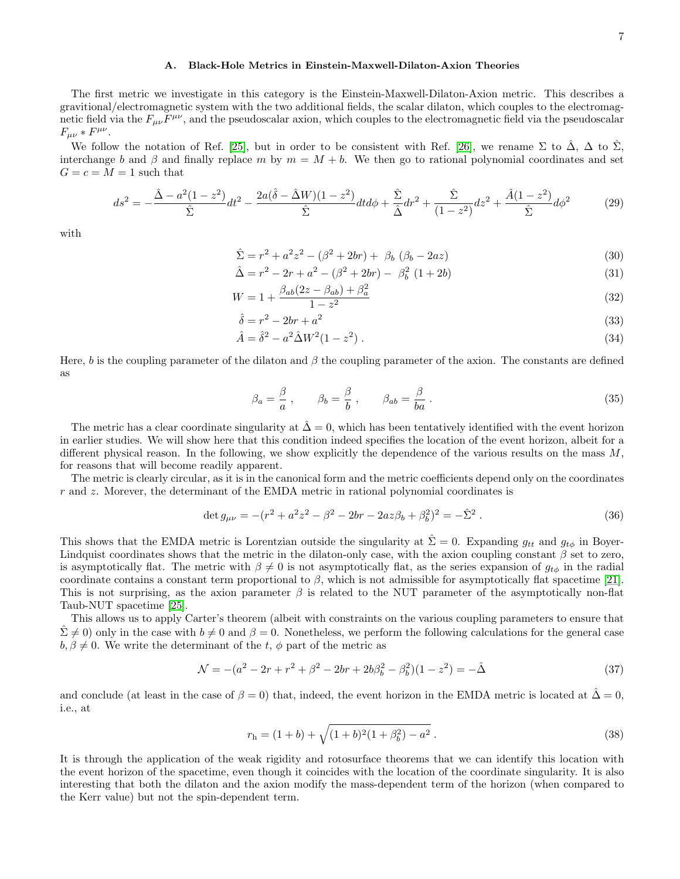### A. Black-Hole Metrics in Einstein-Maxwell-Dilaton-Axion Theories

The first metric we investigate in this category is the Einstein-Maxwell-Dilaton-Axion metric. This describes a gravitional/electromagnetic system with the two additional fields, the scalar dilaton, which couples to the electromagnetic field via the $F_{\mu\nu}F^{\mu\nu}$, and the pseudoscalar axion, which couples to the electromagnetic field via the pseudoscalar $F_{\mu\nu} * F^{\mu\nu}$.

We follow the notation of Ref. [25], but in order to be consistent with Ref. [26], we rename $\Sigma$ to $\hat{\Delta}$, $\Delta$ to $\hat{\Sigma}$, interchange $b$ and $\beta$ and finally replace $m$ by $m = M + b$. We then go to rational polynomial coordinates and set $G = c = M = 1$ such that

$$ds^2 = -\frac{\hat{\Delta} - a^2(1-z^2)}{\hat{\Sigma}}dt^2 - \frac{2a(\hat{\delta} - \hat{\Delta}W)(1-z^2)}{\hat{\Sigma}}dtd\phi + \frac{\hat{\Sigma}}{\hat{\Delta}}dr^2 + \frac{\hat{\Sigma}}{(1-z^2)}dz^2 + \frac{\hat{A}(1-z^2)}{\hat{\Sigma}}d\phi^2 \tag{29}$$

with

$$\hat{\Sigma} = r^2 + a^2z^2 - (\beta^2 + 2br) + \beta_b\,(\beta_b - 2az) \tag{30}$$

$$\hat{\Delta} = r^2 - 2r + a^2 - (\beta^2 + 2br) - \beta_b^2\,(1 + 2b) \tag{31}$$

$$W = 1 + \frac{\beta_{ab}(2z - \beta_{ab}) + \beta_a^2}{1 - z^2} \tag{32}$$

$$\hat{\delta} = r^2 - 2br + a^2 \tag{33}$$

$$\hat{A} = \hat{\delta}^2 - a^2\hat{\Delta}W^2(1-z^2)\,. \tag{34}$$

Here, $b$ is the coupling parameter of the dilaton and $\beta$ the coupling parameter of the axion. The constants are defined as

$$\beta_a = \frac{\beta}{a}\,, \qquad \beta_b = \frac{\beta}{b}\,, \qquad \beta_{ab} = \frac{\beta}{ba}\,. \tag{35}$$

The metric has a clear coordinate singularity at $\hat{\Delta} = 0$, which has been tentatively identified with the event horizon in earlier studies. We will show here that this condition indeed specifies the location of the event horizon, albeit for a different physical reason. In the following, we show explicitly the dependence of the various results on the mass $M$, for reasons that will become readily apparent.

The metric is clearly circular, as it is in the canonical form and the metric coefficients depend only on the coordinates $r$ and $z$. Morever, the determinant of the EMDA metric in rational polynomial coordinates is

$$\det g_{\mu\nu} = -(r^2 + a^2z^2 - \beta^2 - 2br - 2az\beta_b + \beta_b^2)^2 = -\hat{\Sigma}^2\,. \tag{36}$$

This shows that the EMDA metric is Lorentzian outside the singularity at $\hat{\Sigma} = 0$. Expanding $g_{tt}$ and $g_{t\phi}$ in Boyer-Lindquist coordinates shows that the metric in the dilaton-only case, with the axion coupling constant $\beta$ set to zero, is asymptotically flat. The metric with $\beta \neq 0$ is not asymptotically flat, as the series expansion of $g_{t\phi}$ in the radial coordinate contains a constant term proportional to $\beta$, which is not admissible for asymptotically flat spacetime [21]. This is not surprising, as the axion parameter $\beta$ is related to the NUT parameter of the asymptotically non-flat Taub-NUT spacetime [25].

This allows us to apply Carter's theorem (albeit with constraints on the various coupling parameters to ensure that $\hat{\Sigma} \neq 0$) only in the case with $b \neq 0$ and $\beta = 0$. Nonetheless, we perform the following calculations for the general case $b, \beta \neq 0$. We write the determinant of the $t$, $\phi$ part of the metric as

$$\mathcal{N} = -(a^2 - 2r + r^2 + \beta^2 - 2br + 2b\beta_b^2 - \beta_b^2)(1-z^2) = -\hat{\Delta} \tag{37}$$

and conclude (at least in the case of $\beta = 0$) that, indeed, the event horizon in the EMDA metric is located at $\hat{\Delta} = 0$, i.e., at

$$r_{\rm h} = (1+b) + \sqrt{(1+b)^2(1+\beta_b^2) - a^2}\,. \tag{38}$$

It is through the application of the weak rigidity and rotosurface theorems that we can identify this location with the event horizon of the spacetime, even though it coincides with the location of the coordinate singularity. It is also interesting that both the dilaton and the axion modify the mass-dependent term of the horizon (when compared to the Kerr value) but not the spin-dependent term.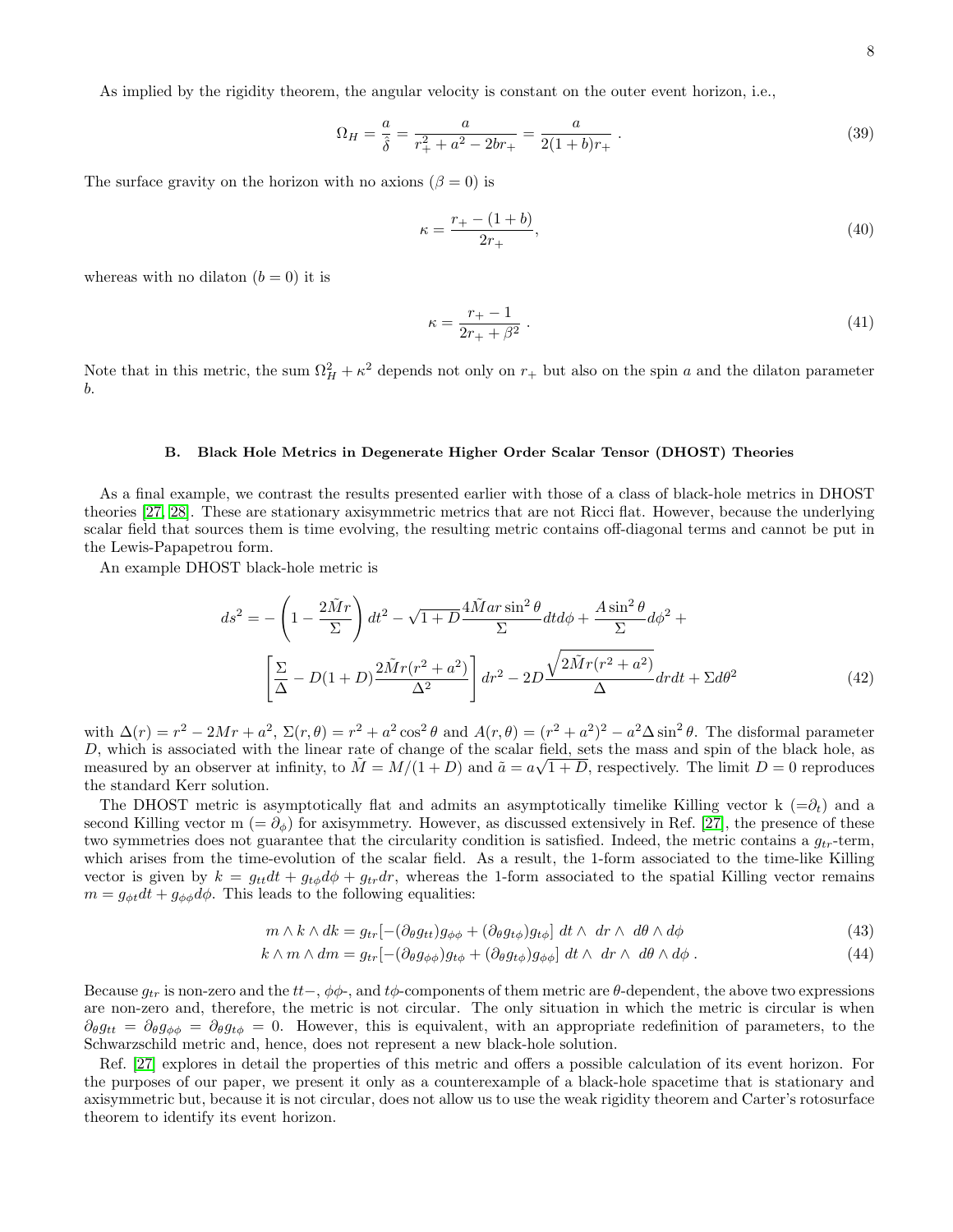As implied by the rigidity theorem, the angular velocity is constant on the outer event horizon, i.e.,

$$\Omega_H = \frac{a}{\hat{\delta}} = \frac{a}{r_+^2 + a^2 - 2br_+} = \frac{a}{2(1+b)r_+} \; . \tag{39}$$

The surface gravity on the horizon with no axions ($\beta = 0$) is

$$\kappa = \frac{r_+ - (1+b)}{2r_+}, \tag{40}$$

whereas with no dilaton ($b = 0$) it is

$$\kappa = \frac{r_+ - 1}{2r_+ + \beta^2} \; . \tag{41}$$

Note that in this metric, the sum $\Omega_H^2 + \kappa^2$ depends not only on $r_+$ but also on the spin $a$ and the dilaton parameter $b$.

### B. Black Hole Metrics in Degenerate Higher Order Scalar Tensor (DHOST) Theories

As a final example, we contrast the results presented earlier with those of a class of black-hole metrics in DHOST theories [27, 28]. These are stationary axisymmetric metrics that are not Ricci flat. However, because the underlying scalar field that sources them is time evolving, the resulting metric contains off-diagonal terms and cannot be put in the Lewis-Papapetrou form.

An example DHOST black-hole metric is

$$\begin{aligned} ds^2 = &-\left(1 - \frac{2\tilde{M}r}{\Sigma}\right) dt^2 - \sqrt{1+D}\,\frac{4\tilde{M}ar\sin^2\theta}{\Sigma} dt d\phi + \frac{A\sin^2\theta}{\Sigma} d\phi^2 + \\ &\left[\frac{\Sigma}{\Delta} - D(1+D)\frac{2\tilde{M}r(r^2+a^2)}{\Delta^2}\right] dr^2 - 2D\frac{\sqrt{2\tilde{M}r(r^2+a^2)}}{\Delta} dr dt + \Sigma d\theta^2 \end{aligned} \tag{42}$$

with $\Delta(r) = r^2 - 2Mr + a^2$, $\Sigma(r,\theta) = r^2 + a^2\cos^2\theta$ and $A(r,\theta) = (r^2+a^2)^2 - a^2\Delta\sin^2\theta$. The disformal parameter $D$, which is associated with the linear rate of change of the scalar field, sets the mass and spin of the black hole, as measured by an observer at infinity, to $\tilde{M} = M/(1+D)$ and $\tilde{a} = a\sqrt{1+D}$, respectively. The limit $D = 0$ reproduces the standard Kerr solution.

The DHOST metric is asymptotically flat and admits an asymptotically timelike Killing vector k ($=\partial_t$) and a second Killing vector m ($= \partial_\phi$) for axisymmetry. However, as discussed extensively in Ref. [27], the presence of these two symmetries does not guarantee that the circularity condition is satisfied. Indeed, the metric contains a $g_{tr}$-term, which arises from the time-evolution of the scalar field. As a result, the 1-form associated to the time-like Killing vector is given by $k = g_{tt}dt + g_{t\phi}d\phi + g_{tr}dr$, whereas the 1-form associated to the spatial Killing vector remains $m = g_{\phi t}dt + g_{\phi\phi}d\phi$. This leads to the following equalities:

$$m \wedge k \wedge dk = g_{tr}[-(\partial_\theta g_{tt})g_{\phi\phi} + (\partial_\theta g_{t\phi})g_{t\phi}] \; dt \wedge \; dr \wedge \; d\theta \wedge d\phi \tag{43}$$

$$k \wedge m \wedge dm = g_{tr}[-(\partial_\theta g_{\phi\phi})g_{t\phi} + (\partial_\theta g_{t\phi})g_{\phi\phi}] \; dt \wedge \; dr \wedge \; d\theta \wedge d\phi \; . \tag{44}$$

Because $g_{tr}$ is non-zero and the $tt-$, $\phi\phi$-, and $t\phi$-components of them metric are $\theta$-dependent, the above two expressions are non-zero and, therefore, the metric is not circular. The only situation in which the metric is circular is when $\partial_\theta g_{tt} = \partial_\theta g_{\phi\phi} = \partial_\theta g_{t\phi} = 0$. However, this is equivalent, with an appropriate redefinition of parameters, to the Schwarzschild metric and, hence, does not represent a new black-hole solution.

Ref. [27] explores in detail the properties of this metric and offers a possible calculation of its event horizon. For the purposes of our paper, we present it only as a counterexample of a black-hole spacetime that is stationary and axisymmetric but, because it is not circular, does not allow us to use the weak rigidity theorem and Carter's rotosurface theorem to identify its event horizon.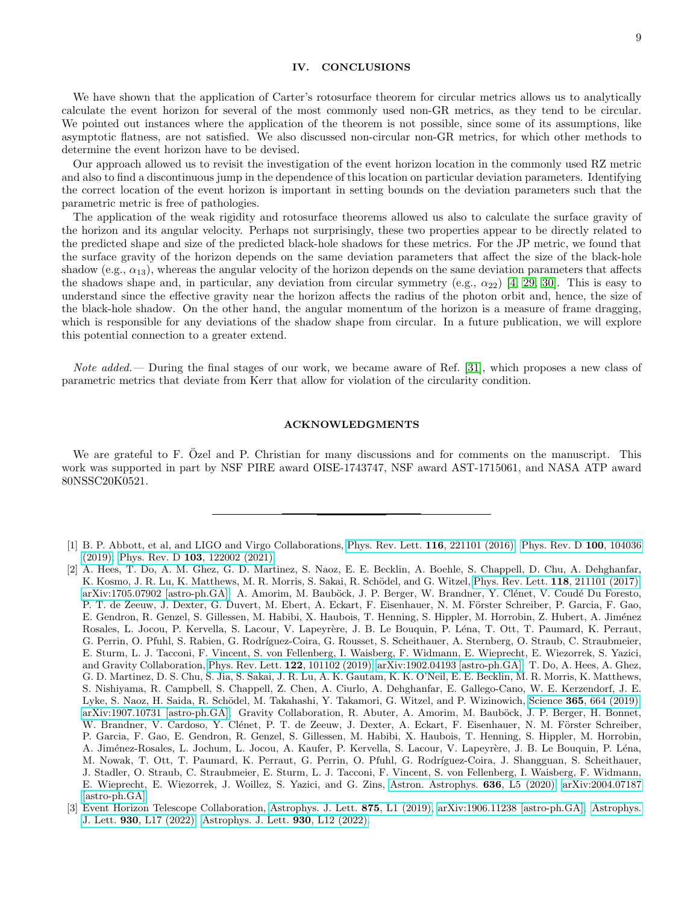## IV. CONCLUSIONS

We have shown that the application of Carter's rotosurface theorem for circular metrics allows us to analytically calculate the event horizon for several of the most commonly used non-GR metrics, as they tend to be circular. We pointed out instances where the application of the theorem is not possible, since some of its assumptions, like asymptotic flatness, are not satisfied. We also discussed non-circular non-GR metrics, for which other methods to determine the event horizon have to be devised.

Our approach allowed us to revisit the investigation of the event horizon location in the commonly used RZ metric and also to find a discontinuous jump in the dependence of this location on particular deviation parameters. Identifying the correct location of the event horizon is important in setting bounds on the deviation parameters such that the parametric metric is free of pathologies.

The application of the weak rigidity and rotosurface theorems allowed us also to calculate the surface gravity of the horizon and its angular velocity. Perhaps not surprisingly, these two properties appear to be directly related to the predicted shape and size of the predicted black-hole shadows for these metrics. For the JP metric, we found that the surface gravity of the horizon depends on the same deviation parameters that affect the size of the black-hole shadow (e.g., $\alpha_{13}$), whereas the angular velocity of the horizon depends on the same deviation parameters that affects the shadows shape and, in particular, any deviation from circular symmetry (e.g., $\alpha_{22}$) [4, 29, 30]. This is easy to understand since the effective gravity near the horizon affects the radius of the photon orbit and, hence, the size of the black-hole shadow. On the other hand, the angular momentum of the horizon is a measure of frame dragging, which is responsible for any deviations of the shadow shape from circular. In a future publication, we will explore this potential connection to a greater extend.

*Note added.—* During the final stages of our work, we became aware of Ref. [31], which proposes a new class of parametric metrics that deviate from Kerr that allow for violation of the circularity condition.

## ACKNOWLEDGMENTS

We are grateful to F. Özel and P. Christian for many discussions and for comments on the manuscript. This work was supported in part by NSF PIRE award OISE-1743747, NSF award AST-1715061, and NASA ATP award 80NSSC20K0521.

---

[1] B. P. Abbott, et al, and LIGO and Virgo Collaborations, Phys. Rev. Lett. **116**, 221101 (2016); Phys. Rev. D **100**, 104036 (2019); Phys. Rev. D **103**, 122002 (2021).

[2] A. Hees, T. Do, A. M. Ghez, G. D. Martinez, S. Naoz, E. E. Becklin, A. Boehle, S. Chappell, D. Chu, A. Dehghanfar, K. Kosmo, J. R. Lu, K. Matthews, M. R. Morris, S. Sakai, R. Schödel, and G. Witzel, Phys. Rev. Lett. **118**, 211101 (2017), arXiv:1705.07902 [astro-ph.GA]; A. Amorim, M. Bauböck, J. P. Berger, W. Brandner, Y. Clénet, V. Coudé Du Foresto, P. T. de Zeeuw, J. Dexter, G. Duvert, M. Ebert, A. Eckart, F. Eisenhauer, N. M. Förster Schreiber, P. Garcia, F. Gao, E. Gendron, R. Genzel, S. Gillessen, M. Habibi, X. Haubois, T. Henning, S. Hippler, M. Horrobin, Z. Hubert, A. Jiménez Rosales, L. Jocou, P. Kervella, S. Lacour, V. Lapeyrère, J. B. Le Bouquin, P. Léna, T. Ott, T. Paumard, K. Perraut, G. Perrin, O. Pfuhl, S. Rabien, G. Rodríguez-Coira, G. Rousset, S. Scheithauer, A. Sternberg, O. Straub, C. Straubmeier, E. Sturm, L. J. Tacconi, F. Vincent, S. von Fellenberg, I. Waisberg, F. Widmann, E. Wieprecht, E. Wiezorrek, S. Yazici, and Gravity Collaboration, Phys. Rev. Lett. **122**, 101102 (2019), arXiv:1902.04193 [astro-ph.GA]; T. Do, A. Hees, A. Ghez, G. D. Martinez, D. S. Chu, S. Jia, S. Sakai, J. R. Lu, A. K. Gautam, K. K. O'Neil, E. E. Becklin, M. R. Morris, K. Matthews, S. Nishiyama, R. Campbell, S. Chappell, Z. Chen, A. Ciurlo, A. Dehghanfar, E. Gallego-Cano, W. E. Kerzendorf, J. E. Lyke, S. Naoz, H. Saida, R. Schödel, M. Takahashi, Y. Takamori, G. Witzel, and P. Wizinowich, Science **365**, 664 (2019), arXiv:1907.10731 [astro-ph.GA]; Gravity Collaboration, R. Abuter, A. Amorim, M. Bauböck, J. P. Berger, H. Bonnet, W. Brandner, V. Cardoso, Y. Clénet, P. T. de Zeeuw, J. Dexter, A. Eckart, F. Eisenhauer, N. M. Förster Schreiber, P. Garcia, F. Gao, E. Gendron, R. Genzel, S. Gillessen, M. Habibi, X. Haubois, T. Henning, S. Hippler, M. Horrobin, A. Jiménez-Rosales, L. Jochum, L. Jocou, A. Kaufer, P. Kervella, S. Lacour, V. Lapeyrère, J. B. Le Bouquin, P. Léna, M. Nowak, T. Ott, T. Paumard, K. Perraut, G. Perrin, O. Pfuhl, G. Rodríguez-Coira, J. Shangguan, S. Scheithauer, J. Stadler, O. Straub, C. Straubmeier, E. Sturm, L. J. Tacconi, F. Vincent, S. von Fellenberg, I. Waisberg, F. Widmann, E. Wieprecht, E. Wiezorrek, J. Woillez, S. Yazici, and G. Zins, Astron. Astrophys. **636**, L5 (2020), arXiv:2004.07187 [astro-ph.GA].

[3] Event Horizon Telescope Collaboration, Astrophys. J. Lett. **875**, L1 (2019), arXiv:1906.11238 [astro-ph.GA]; Astrophys. J. Lett. **930**, L17 (2022); Astrophys. J. Lett. **930**, L12 (2022).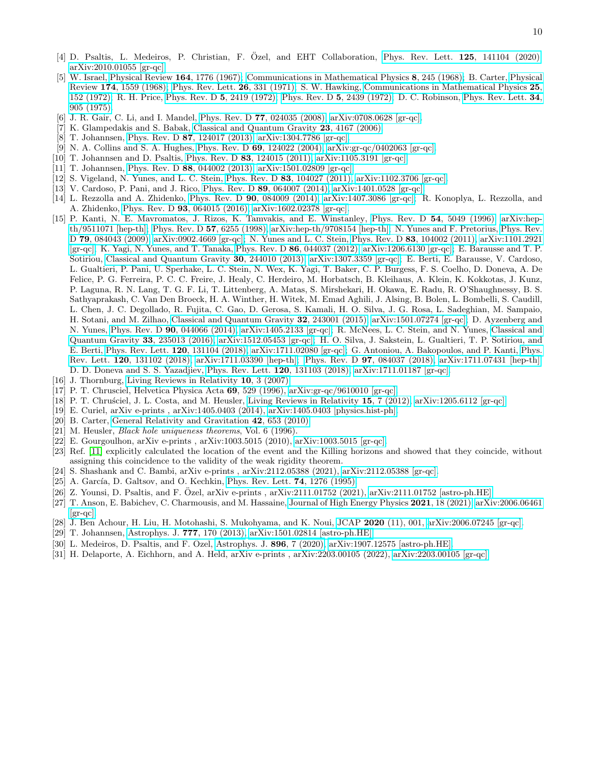[4] D. Psaltis, L. Medeiros, P. Christian, F. Özel, and EHT Collaboration, Phys. Rev. Lett. **125**, 141104 (2020), arXiv:2010.01055 [gr-qc].

[5] W. Israel, Physical Review **164**, 1776 (1967); Communications in Mathematical Physics **8**, 245 (1968); B. Carter, Physical Review **174**, 1559 (1968); Phys. Rev. Lett. **26**, 331 (1971); S. W. Hawking, Communications in Mathematical Physics **25**, 152 (1972); R. H. Price, Phys. Rev. D **5**, 2419 (1972); Phys. Rev. D **5**, 2439 (1972); D. C. Robinson, Phys. Rev. Lett. **34**, 905 (1975).

[6] J. R. Gair, C. Li, and I. Mandel, Phys. Rev. D **77**, 024035 (2008), arXiv:0708.0628 [gr-qc].

[7] K. Glampedakis and S. Babak, Classical and Quantum Gravity **23**, 4167 (2006).

[8] T. Johannsen, Phys. Rev. D **87**, 124017 (2013), arXiv:1304.7786 [gr-qc].

[9] N. A. Collins and S. A. Hughes, Phys. Rev. D **69**, 124022 (2004), arXiv:gr-qc/0402063 [gr-qc].

[10] T. Johannsen and D. Psaltis, Phys. Rev. D **83**, 124015 (2011), arXiv:1105.3191 [gr-qc].

[11] T. Johannsen, Phys. Rev. D **88**, 044002 (2013), arXiv:1501.02809 [gr-qc].

[12] S. Vigeland, N. Yunes, and L. C. Stein, Phys. Rev. D **83**, 104027 (2011), arXiv:1102.3706 [gr-qc].

[13] V. Cardoso, P. Pani, and J. Rico, Phys. Rev. D **89**, 064007 (2014), arXiv:1401.0528 [gr-qc].

[14] L. Rezzolla and A. Zhidenko, Phys. Rev. D **90**, 084009 (2014), arXiv:1407.3086 [gr-qc]; R. Konoplya, L. Rezzolla, and A. Zhidenko, Phys. Rev. D **93**, 064015 (2016), arXiv:1602.02378 [gr-qc].

[15] P. Kanti, N. E. Mavromatos, J. Rizos, K. Tamvakis, and E. Winstanley, Phys. Rev. D **54**, 5049 (1996), arXiv:hep-th/9511071 [hep-th]; Phys. Rev. D **57**, 6255 (1998), arXiv:hep-th/9708154 [hep-th]; N. Yunes and F. Pretorius, Phys. Rev. D **79**, 084043 (2009), arXiv:0902.4669 [gr-qc]; N. Yunes and L. C. Stein, Phys. Rev. D **83**, 104002 (2011), arXiv:1101.2921 [gr-qc]; K. Yagi, N. Yunes, and T. Tanaka, Phys. Rev. D **86**, 044037 (2012), arXiv:1206.6130 [gr-qc]; E. Barausse and T. P. Sotiriou, Classical and Quantum Gravity **30**, 244010 (2013), arXiv:1307.3359 [gr-qc]; E. Berti, E. Barausse, V. Cardoso, L. Gualtieri, P. Pani, U. Sperhake, L. C. Stein, N. Wex, K. Yagi, T. Baker, C. P. Burgess, F. S. Coelho, D. Doneva, A. De Felice, P. G. Ferreira, P. C. C. Freire, J. Healy, C. Herdeiro, M. Horbatsch, B. Kleihaus, A. Klein, K. Kokkotas, J. Kunz, P. Laguna, R. N. Lang, T. G. F. Li, T. Littenberg, A. Matas, S. Mirshekari, H. Okawa, E. Radu, R. O'Shaughnessy, B. S. Sathyaprakash, C. Van Den Broeck, H. A. Winther, H. Witek, M. Emad Aghili, J. Alsing, B. Bolen, L. Bombelli, S. Caudill, L. Chen, J. C. Degollado, R. Fujita, C. Gao, D. Gerosa, S. Kamali, H. O. Silva, J. G. Rosa, L. Sadeghian, M. Sampaio, H. Sotani, and M. Zilhao, Classical and Quantum Gravity **32**, 243001 (2015), arXiv:1501.07274 [gr-qc]; D. Ayzenberg and N. Yunes, Phys. Rev. D **90**, 044066 (2014), arXiv:1405.2133 [gr-qc]; R. McNees, L. C. Stein, and N. Yunes, Classical and Quantum Gravity **33**, 235013 (2016), arXiv:1512.05453 [gr-qc]; H. O. Silva, J. Sakstein, L. Gualtieri, T. P. Sotiriou, and E. Berti, Phys. Rev. Lett. **120**, 131104 (2018), arXiv:1711.02080 [gr-qc]; G. Antoniou, A. Bakopoulos, and P. Kanti, Phys. Rev. Lett. **120**, 131102 (2018), arXiv:1711.03390 [hep-th]; Phys. Rev. D **97**, 084037 (2018), arXiv:1711.07431 [hep-th]; D. D. Doneva and S. S. Yazadjiev, Phys. Rev. Lett. **120**, 131103 (2018), arXiv:1711.01187 [gr-qc].

[16] J. Thornburg, Living Reviews in Relativity **10**, 3 (2007).

[17] P. T. Chrusciel, Helvetica Physica Acta **69**, 529 (1996), arXiv:gr-qc/9610010 [gr-qc].

[18] P. T. Chruściel, J. L. Costa, and M. Heusler, Living Reviews in Relativity **15**, 7 (2012), arXiv:1205.6112 [gr-qc].

[19] E. Curiel, arXiv e-prints , arXiv:1405.0403 (2014), arXiv:1405.0403 [physics.hist-ph].

[20] B. Carter, General Relativity and Gravitation **42**, 653 (2010).

[21] M. Heusler, *Black hole uniqueness theorems*, Vol. 6 (1996).

[22] E. Gourgoulhon, arXiv e-prints , arXiv:1003.5015 (2010), arXiv:1003.5015 [gr-qc].

[23] Ref. [11] explicitly calculated the location of the event and the Killing horizons and showed that they coincide, without assigning this coincidence to the validity of the weak rigidity theorem.

[24] S. Shashank and C. Bambi, arXiv e-prints , arXiv:2112.05388 (2021), arXiv:2112.05388 [gr-qc].

[25] A. García, D. Galtsov, and O. Kechkin, Phys. Rev. Lett. **74**, 1276 (1995).

[26] Z. Younsi, D. Psaltis, and F. Özel, arXiv e-prints , arXiv:2111.01752 (2021), arXiv:2111.01752 [astro-ph.HE].

[27] T. Anson, E. Babichev, C. Charmousis, and M. Hassaine, Journal of High Energy Physics **2021**, 18 (2021), arXiv:2006.06461 [gr-qc].

[28] J. Ben Achour, H. Liu, H. Motohashi, S. Mukohyama, and K. Noui, JCAP **2020** (11), 001, arXiv:2006.07245 [gr-qc].

[29] T. Johannsen, Astrophys. J. **777**, 170 (2013), arXiv:1501.02814 [astro-ph.HE].

[30] L. Medeiros, D. Psaltis, and F. Ozel, Astrophys. J. **896**, 7 (2020), arXiv:1907.12575 [astro-ph.HE].

[31] H. Delaporte, A. Eichhorn, and A. Held, arXiv e-prints , arXiv:2203.00105 (2022), arXiv:2203.00105 [gr-qc].